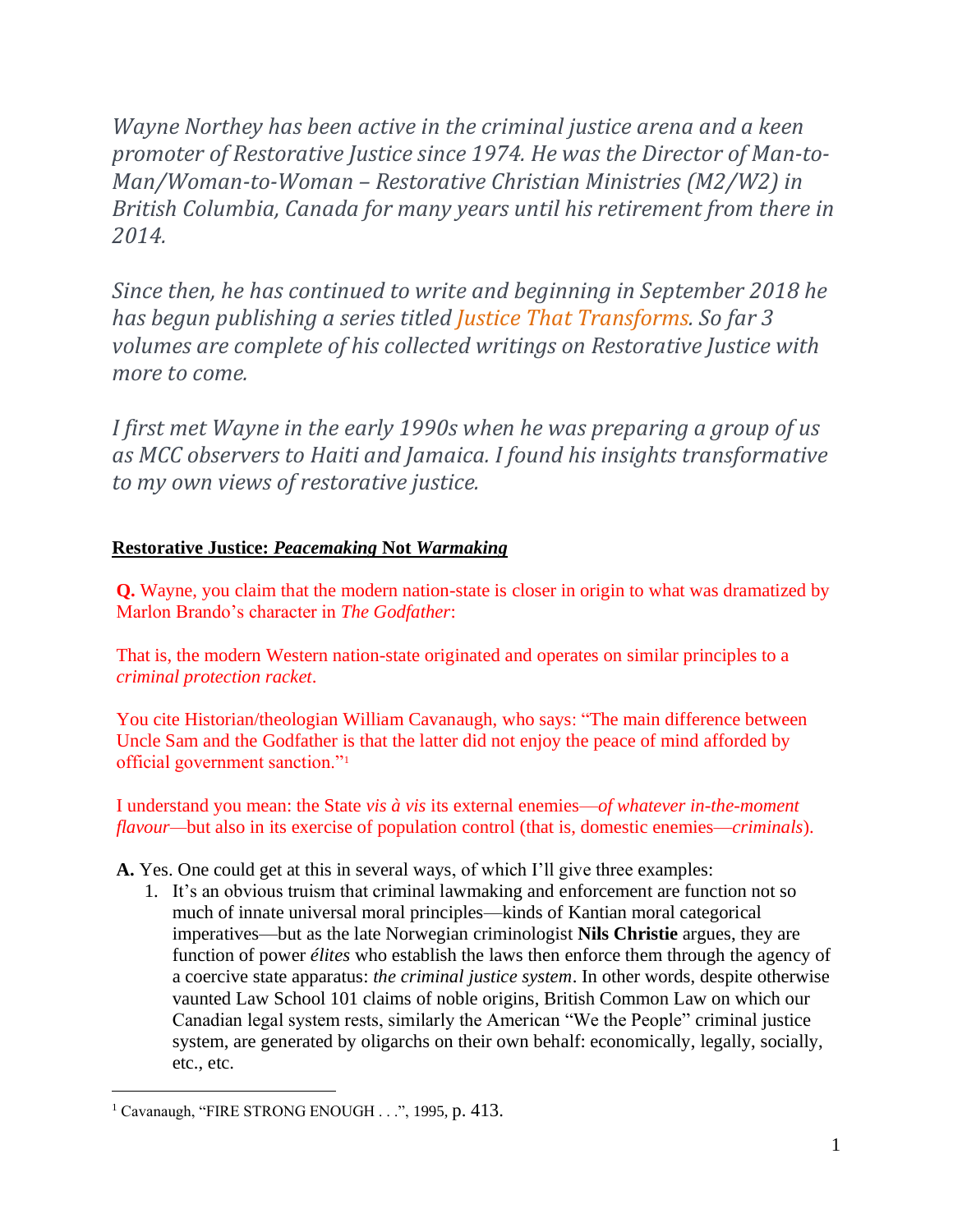*Wayne Northey has been active in the criminal justice arena and a keen promoter of Restorative Justice since 1974. He was the Director of Man-to-Man/Woman-to-Woman – Restorative Christian Ministries (M2/W2) in British Columbia, Canada for many years until his retirement from there in 2014.*

*Since then, he has continued to write and beginning in September 2018 he has begun publishing a series titled Justice That Transforms. So far 3 volumes are complete of his collected writings on Restorative Justice with more to come.*

*I first met Wayne in the early 1990s when he was preparing a group of us as MCC observers to Haiti and Jamaica. I found his insights transformative to my own views of restorative justice.*

## Restorative Justice: *Peacemaking* Not *Warmaking*

**Q.** Wayne, you claim that the modern nation-state is closer in origin to what was dramatized by Marlon Brando's character in *The Godfather*:

That is, the modern Western nation-state originated and operates on similar principles to a *criminal protection racket*.

You cite Historian/theologian William Cavanaugh, who says: "The main difference between Uncle Sam and the Godfather is that the latter did not enjoy the peace of mind afforded by official government sanction."[1]

I understand you mean: the State *vis à vis* its external enemies—*of whatever in-the-moment flavour*—but also in its exercise of population control (that is, domestic enemies—*criminals*).

**A.** Yes. One could get at this in several ways, of which I'll give three examples:

1. It's an obvious truism that criminal lawmaking and enforcement are function not so much of innate universal moral principles—kinds of Kantian moral categorical imperatives—but as the late Norwegian criminologist **Nils Christie** argues, they are function of power *élites* who establish the laws then enforce them through the agency of a coercive state apparatus: *the criminal justice system*. In other words, despite otherwise vaunted Law School 101 claims of noble origins, British Common Law on which our Canadian legal system rests, similarly the American "We the People" criminal justice system, are generated by oligarchs on their own behalf: economically, legally, socially, etc., etc.

---

[1] Cavanaugh, "FIRE STRONG ENOUGH . . .", 1995, p. 413.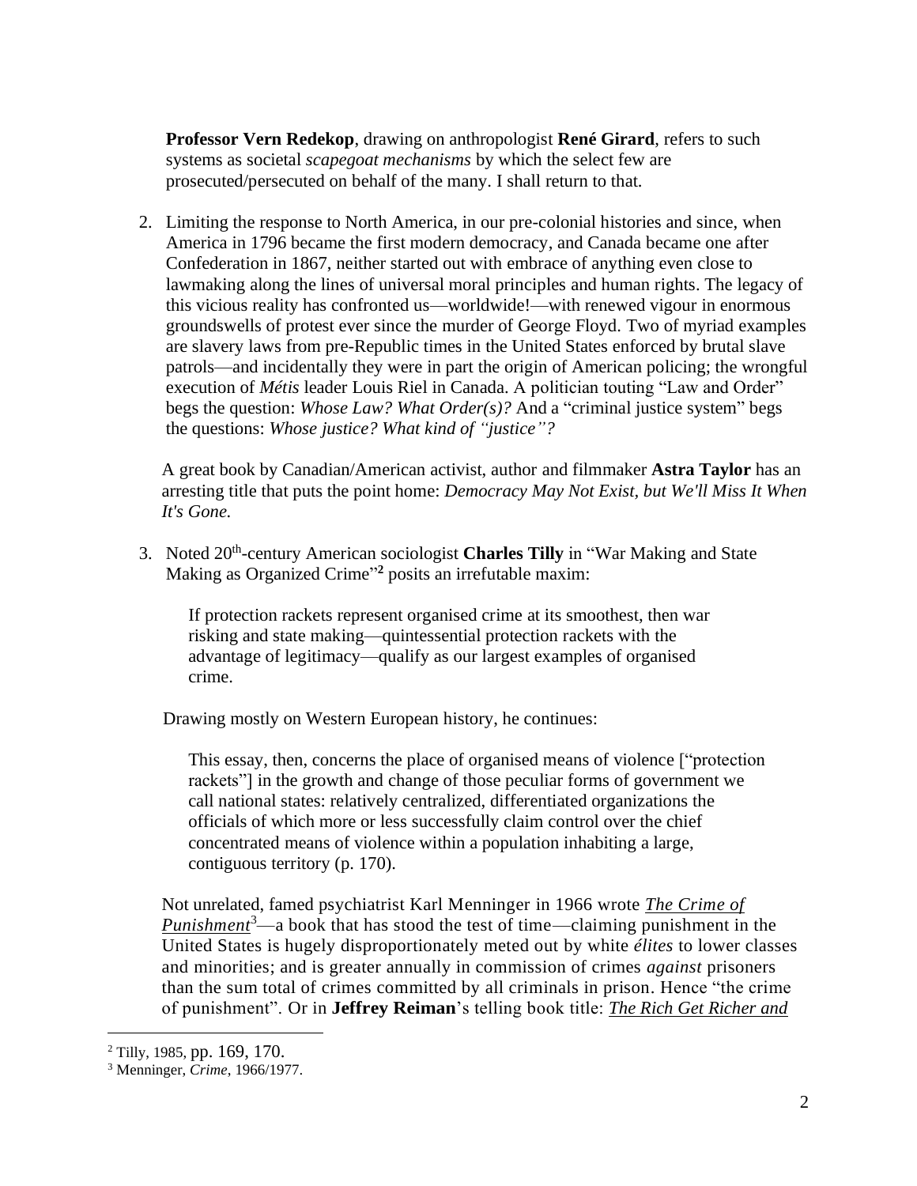**Professor Vern Redekop**, drawing on anthropologist **René Girard**, refers to such systems as societal *scapegoat mechanisms* by which the select few are prosecuted/persecuted on behalf of the many. I shall return to that.

2. Limiting the response to North America, in our pre-colonial histories and since, when America in 1796 became the first modern democracy, and Canada became one after Confederation in 1867, neither started out with embrace of anything even close to lawmaking along the lines of universal moral principles and human rights. The legacy of this vicious reality has confronted us—worldwide!—with renewed vigour in enormous groundswells of protest ever since the murder of George Floyd. Two of myriad examples are slavery laws from pre-Republic times in the United States enforced by brutal slave patrols—and incidentally they were in part the origin of American policing; the wrongful execution of *Métis* leader Louis Riel in Canada. A politician touting "Law and Order" begs the question: *Whose Law? What Order(s)?* And a "criminal justice system" begs the questions: *Whose justice? What kind of "justice"?*

   A great book by Canadian/American activist, author and filmmaker **Astra Taylor** has an arresting title that puts the point home: *Democracy May Not Exist, but We'll Miss It When It's Gone.*

3. Noted 20th-century American sociologist **Charles Tilly** in "War Making and State Making as Organized Crime"[2] posits an irrefutable maxim:

   > If protection rackets represent organised crime at its smoothest, then war risking and state making—quintessential protection rackets with the advantage of legitimacy—qualify as our largest examples of organised crime.

   Drawing mostly on Western European history, he continues:

   > This essay, then, concerns the place of organised means of violence ["protection rackets"] in the growth and change of those peculiar forms of government we call national states: relatively centralized, differentiated organizations the officials of which more or less successfully claim control over the chief concentrated means of violence within a population inhabiting a large, contiguous territory (p. 170).

   Not unrelated, famed psychiatrist Karl Menninger in 1966 wrote <u>*The Crime of Punishment*</u>[3]—a book that has stood the test of time—claiming punishment in the United States is hugely disproportionately meted out by white *élites* to lower classes and minorities; and is greater annually in commission of crimes *against* prisoners than the sum total of crimes committed by all criminals in prison. Hence "the crime of punishment". Or in **Jeffrey Reiman**'s telling book title: <u>*The Rich Get Richer and*</u>

---

[2] Tilly, 1985, pp. 169, 170.

[3] Menninger, *Crime*, 1966/1977.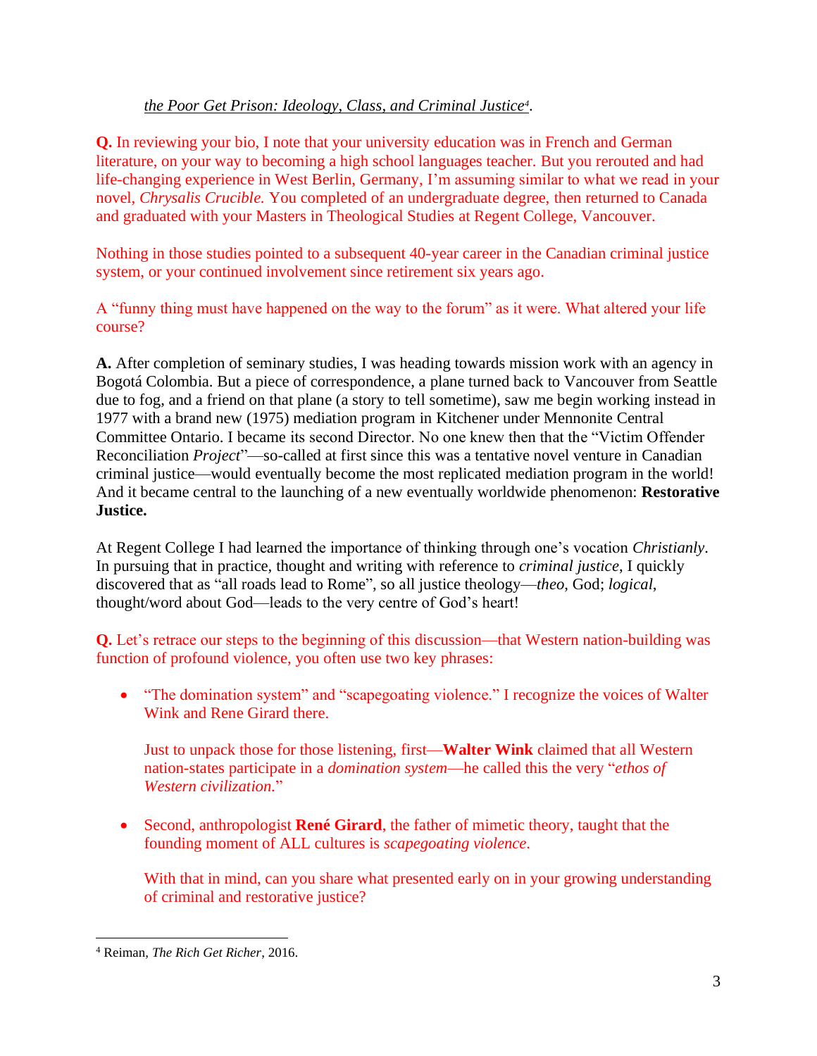*the Poor Get Prison: Ideology, Class, and Criminal Justice*[4].

**Q.** In reviewing your bio, I note that your university education was in French and German literature, on your way to becoming a high school languages teacher. But you rerouted and had life-changing experience in West Berlin, Germany, I'm assuming similar to what we read in your novel, *Chrysalis Crucible.* You completed of an undergraduate degree, then returned to Canada and graduated with your Masters in Theological Studies at Regent College, Vancouver.

Nothing in those studies pointed to a subsequent 40-year career in the Canadian criminal justice system, or your continued involvement since retirement six years ago.

A "funny thing must have happened on the way to the forum" as it were. What altered your life course?

**A.** After completion of seminary studies, I was heading towards mission work with an agency in Bogotá Colombia. But a piece of correspondence, a plane turned back to Vancouver from Seattle due to fog, and a friend on that plane (a story to tell sometime), saw me begin working instead in 1977 with a brand new (1975) mediation program in Kitchener under Mennonite Central Committee Ontario. I became its second Director. No one knew then that the "Victim Offender Reconciliation *Project*"—so-called at first since this was a tentative novel venture in Canadian criminal justice—would eventually become the most replicated mediation program in the world! And it became central to the launching of a new eventually worldwide phenomenon: **Restorative Justice.**

At Regent College I had learned the importance of thinking through one's vocation *Christianly*. In pursuing that in practice, thought and writing with reference to *criminal justice*, I quickly discovered that as "all roads lead to Rome", so all justice theology—*theo*, God; *logical*, thought/word about God—leads to the very centre of God's heart!

**Q.** Let's retrace our steps to the beginning of this discussion—that Western nation-building was function of profound violence, you often use two key phrases:

- "The domination system" and "scapegoating violence." I recognize the voices of Walter Wink and Rene Girard there.

  Just to unpack those for those listening, first—**Walter Wink** claimed that all Western nation-states participate in a *domination system*—he called this the very "*ethos of Western civilization.*"

- Second, anthropologist **René Girard**, the father of mimetic theory, taught that the founding moment of ALL cultures is *scapegoating violence*.

  With that in mind, can you share what presented early on in your growing understanding of criminal and restorative justice?

---

[4] Reiman, *The Rich Get Richer*, 2016.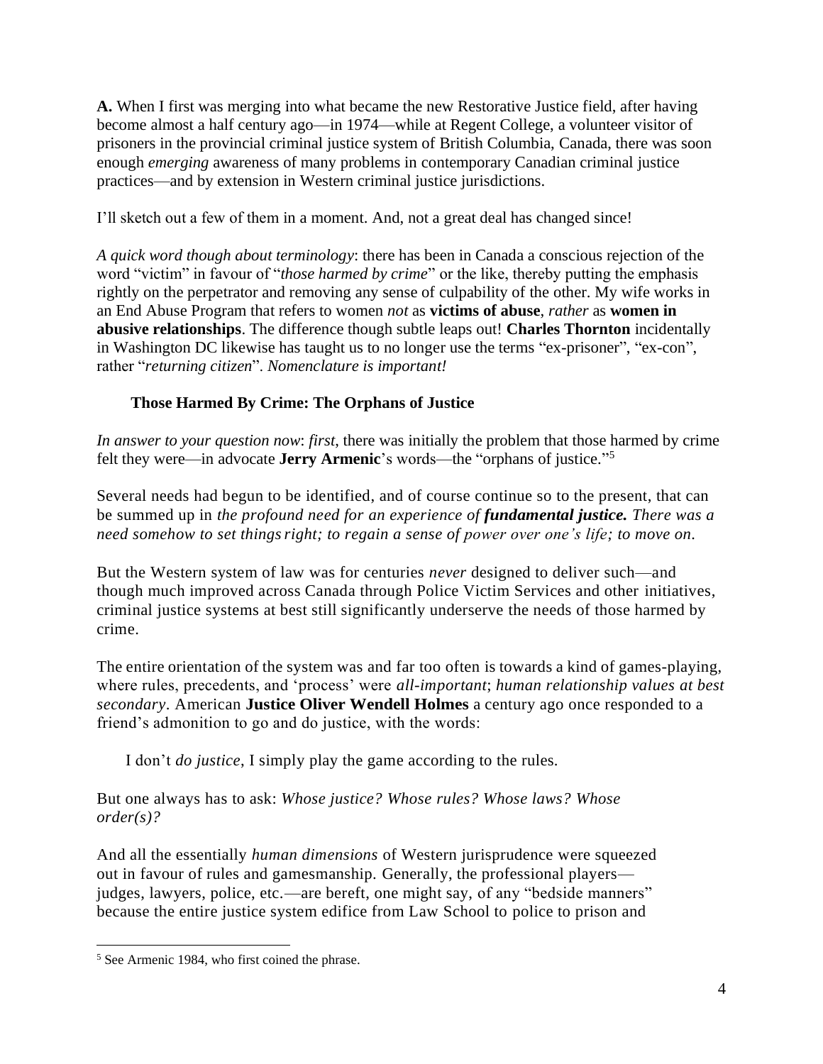**A.** When I first was merging into what became the new Restorative Justice field, after having become almost a half century ago—in 1974—while at Regent College, a volunteer visitor of prisoners in the provincial criminal justice system of British Columbia, Canada, there was soon enough *emerging* awareness of many problems in contemporary Canadian criminal justice practices—and by extension in Western criminal justice jurisdictions.

I'll sketch out a few of them in a moment. And, not a great deal has changed since!

*A quick word though about terminology*: there has been in Canada a conscious rejection of the word "victim" in favour of "*those harmed by crime*" or the like, thereby putting the emphasis rightly on the perpetrator and removing any sense of culpability of the other. My wife works in an End Abuse Program that refers to women *not* as **victims of abuse**, *rather* as **women in abusive relationships**. The difference though subtle leaps out! **Charles Thornton** incidentally in Washington DC likewise has taught us to no longer use the terms "ex-prisoner", "ex-con", rather "*returning citizen*". *Nomenclature is important!*

### Those Harmed By Crime: The Orphans of Justice

*In answer to your question now*: *first*, there was initially the problem that those harmed by crime felt they were—in advocate **Jerry Armenic**'s words—the "orphans of justice."[5]

Several needs had begun to be identified, and of course continue so to the present, that can be summed up in *the profound need for an experience of **fundamental justice.** There was a need somehow to set things right; to regain a sense of power over one's life; to move on.*

But the Western system of law was for centuries *never* designed to deliver such—and though much improved across Canada through Police Victim Services and other initiatives, criminal justice systems at best still significantly underserve the needs of those harmed by crime.

The entire orientation of the system was and far too often is towards a kind of games-playing, where rules, precedents, and 'process' were *all-important*; *human relationship values at best secondary*. American **Justice Oliver Wendell Holmes** a century ago once responded to a friend's admonition to go and do justice, with the words:

> I don't *do justice*, I simply play the game according to the rules.

But one always has to ask: *Whose justice? Whose rules? Whose laws? Whose order(s)?*

And all the essentially *human dimensions* of Western jurisprudence were squeezed out in favour of rules and gamesmanship. Generally, the professional players—judges, lawyers, police, etc.—are bereft, one might say, of any "bedside manners" because the entire justice system edifice from Law School to police to prison and

---

[5] See Armenic 1984, who first coined the phrase.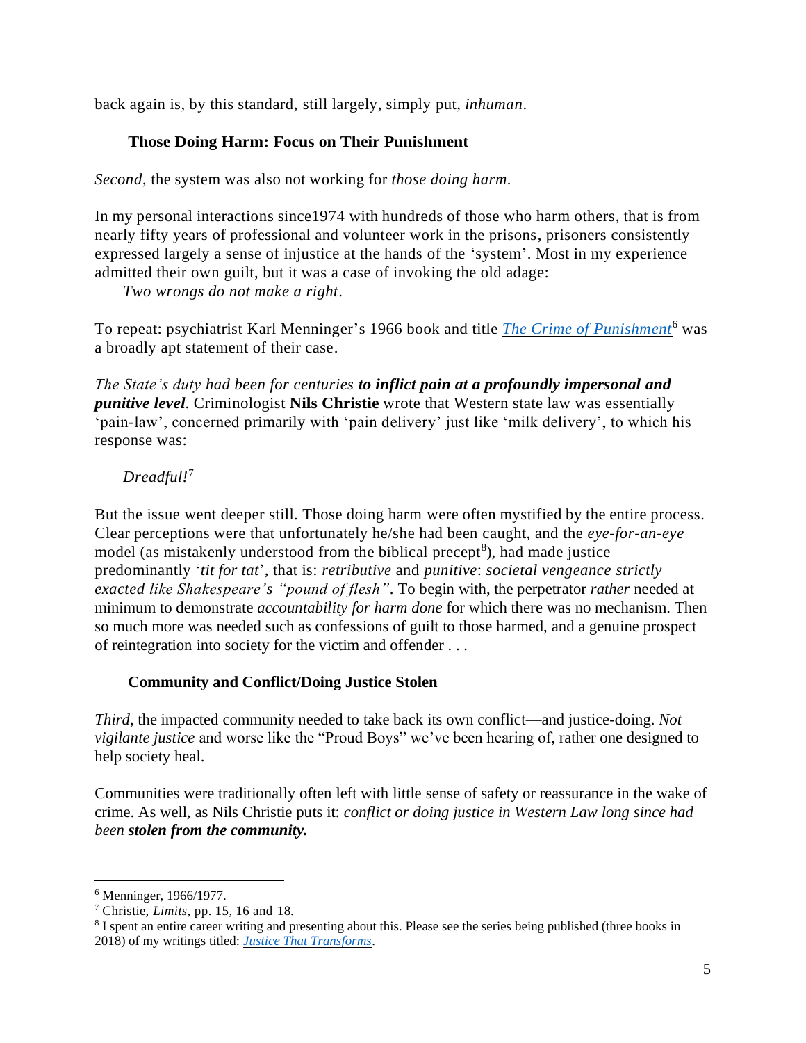back again is, by this standard, still largely, simply put, *inhuman*.

### Those Doing Harm: Focus on Their Punishment

*Second*, the system was also not working for *those doing harm.*

In my personal interactions since1974 with hundreds of those who harm others, that is from nearly fifty years of professional and volunteer work in the prisons, prisoners consistently expressed largely a sense of injustice at the hands of the 'system'. Most in my experience admitted their own guilt, but it was a case of invoking the old adage:

> *Two wrongs do not make a right*.

To repeat: psychiatrist Karl Menninger's 1966 book and title *The Crime of Punishment*[6] was a broadly apt statement of their case.

*The State's duty had been for centuries* ***to inflict pain at a profoundly impersonal and punitive level****.* Criminologist **Nils Christie** wrote that Western state law was essentially 'pain-law', concerned primarily with 'pain delivery' just like 'milk delivery', to which his response was:

> *Dreadful!*[7]

But the issue went deeper still. Those doing harm were often mystified by the entire process. Clear perceptions were that unfortunately he/she had been caught, and the *eye-for-an-eye* model (as mistakenly understood from the biblical precept[8]), had made justice predominantly '*tit for tat*', that is: *retributive* and *punitive*: *societal vengeance strictly exacted like Shakespeare's "pound of flesh"*. To begin with, the perpetrator *rather* needed at minimum to demonstrate *accountability for harm done* for which there was no mechanism. Then so much more was needed such as confessions of guilt to those harmed, and a genuine prospect of reintegration into society for the victim and offender . . .

### Community and Conflict/Doing Justice Stolen

*Third*, the impacted community needed to take back its own conflict—and justice-doing. *Not vigilante justice* and worse like the "Proud Boys" we've been hearing of, rather one designed to help society heal.

Communities were traditionally often left with little sense of safety or reassurance in the wake of crime. As well, as Nils Christie puts it: *conflict or doing justice in Western Law long since had been* ***stolen from the community.***

---

[6] Menninger, 1966/1977.

[7] Christie, *Limits*, pp. 15, 16 and 18.

[8] I spent an entire career writing and presenting about this. Please see the series being published (three books in 2018) of my writings titled: *Justice That Transforms*.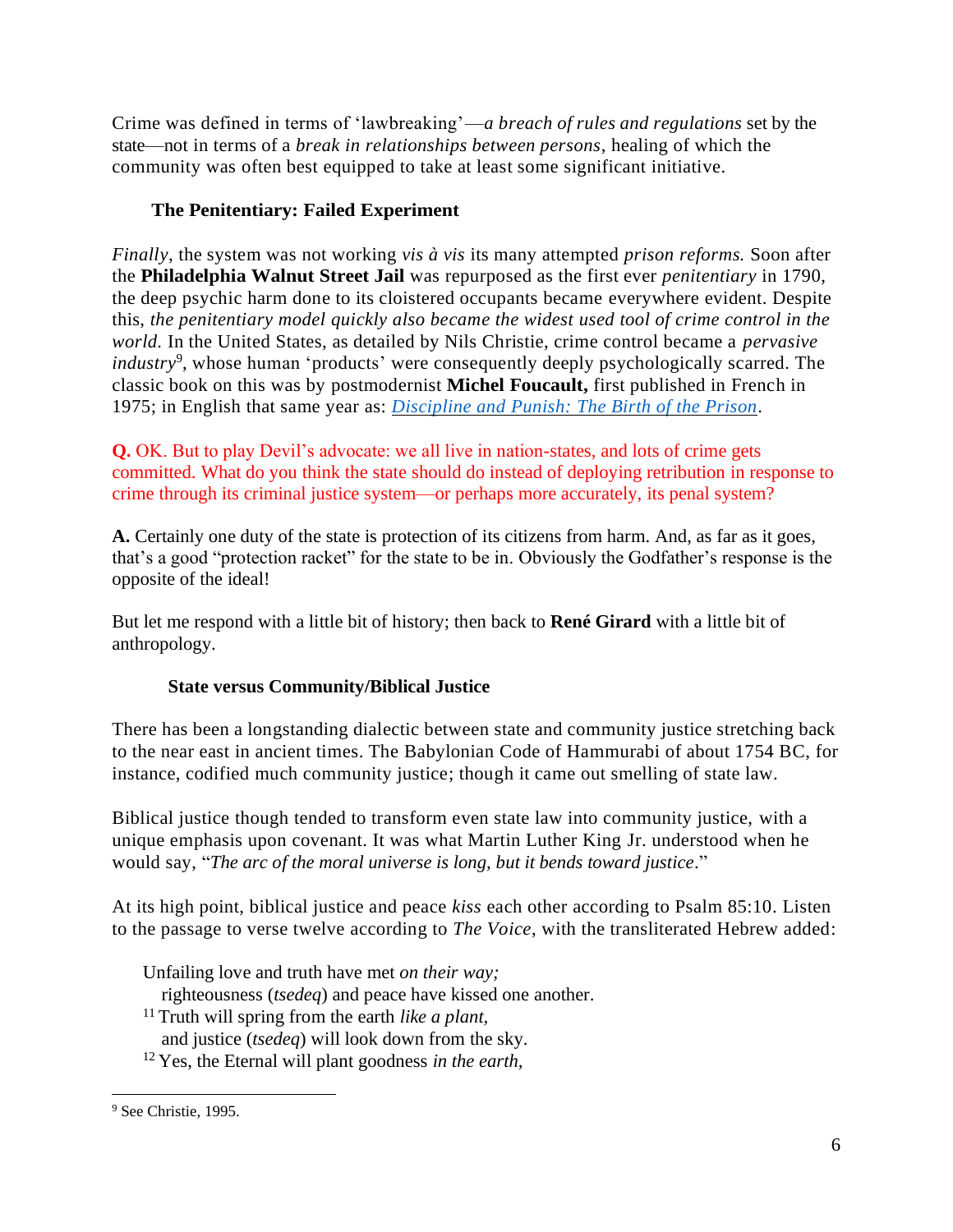Crime was defined in terms of 'lawbreaking'—*a breach of rules and regulations* set by the state—not in terms of a *break in relationships between persons*, healing of which the community was often best equipped to take at least some significant initiative.

### The Penitentiary: Failed Experiment

*Finally*, the system was not working *vis à vis* its many attempted *prison reforms.* Soon after the **Philadelphia Walnut Street Jail** was repurposed as the first ever *penitentiary* in 1790, the deep psychic harm done to its cloistered occupants became everywhere evident. Despite this, *the penitentiary model quickly also became the widest used tool of crime control in the world.* In the United States, as detailed by Nils Christie, crime control became a *pervasive industry*[9], whose human 'products' were consequently deeply psychologically scarred. The classic book on this was by postmodernist **Michel Foucault,** first published in French in 1975; in English that same year as: *Discipline and Punish: The Birth of the Prison*.

**Q.** OK. But to play Devil's advocate: we all live in nation-states, and lots of crime gets committed. What do you think the state should do instead of deploying retribution in response to crime through its criminal justice system—or perhaps more accurately, its penal system?

**A.** Certainly one duty of the state is protection of its citizens from harm. And, as far as it goes, that's a good "protection racket" for the state to be in. Obviously the Godfather's response is the opposite of the ideal!

But let me respond with a little bit of history; then back to **René Girard** with a little bit of anthropology.

### State versus Community/Biblical Justice

There has been a longstanding dialectic between state and community justice stretching back to the near east in ancient times. The Babylonian Code of Hammurabi of about 1754 BC, for instance, codified much community justice; though it came out smelling of state law.

Biblical justice though tended to transform even state law into community justice, with a unique emphasis upon covenant. It was what Martin Luther King Jr. understood when he would say, "*The arc of the moral universe is long, but it bends toward justice*."

At its high point, biblical justice and peace *kiss* each other according to Psalm 85:10. Listen to the passage to verse twelve according to *The Voice*, with the transliterated Hebrew added:

> Unfailing love and truth have met *on their way;*
> righteousness (*tsedeq*) and peace have kissed one another.
> [11] Truth will spring from the earth *like a plant,*
> and justice (*tsedeq*) will look down from the sky.
> [12] Yes, the Eternal will plant goodness *in the earth,*

---

[9] See Christie, 1995.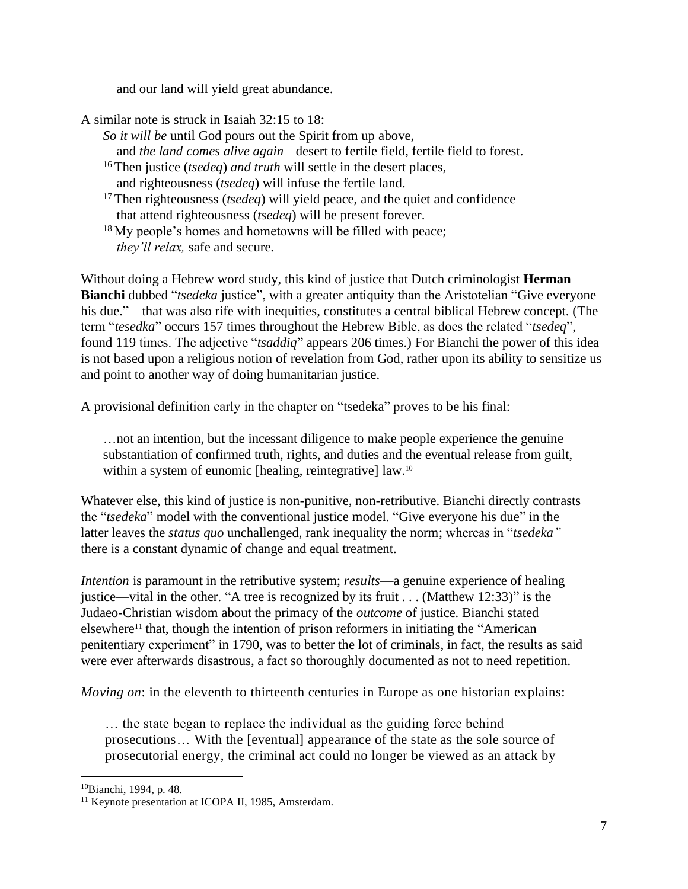and our land will yield great abundance.

A similar note is struck in Isaiah 32:15 to 18:

> *So it will be* until God pours out the Spirit from up above,
> and *the land comes alive again*—desert to fertile field, fertile field to forest.
> [16] Then justice (*tsedeq*) *and truth* will settle in the desert places,
> and righteousness (*tsedeq*) will infuse the fertile land.
> [17] Then righteousness (*tsedeq*) will yield peace, and the quiet and confidence
> that attend righteousness (*tsedeq*) will be present forever.
> [18] My people's homes and hometowns will be filled with peace;
> *they'll relax,* safe and secure.

Without doing a Hebrew word study, this kind of justice that Dutch criminologist **Herman Bianchi** dubbed "*tsedeka* justice", with a greater antiquity than the Aristotelian "Give everyone his due."—that was also rife with inequities, constitutes a central biblical Hebrew concept. (The term "*tesedka*" occurs 157 times throughout the Hebrew Bible, as does the related "*tsedeq*", found 119 times. The adjective "*tsaddiq*" appears 206 times.) For Bianchi the power of this idea is not based upon a religious notion of revelation from God, rather upon its ability to sensitize us and point to another way of doing humanitarian justice.

A provisional definition early in the chapter on "tsedeka" proves to be his final:

> …not an intention, but the incessant diligence to make people experience the genuine substantiation of confirmed truth, rights, and duties and the eventual release from guilt, within a system of eunomic [healing, reintegrative] law.[10]

Whatever else, this kind of justice is non-punitive, non-retributive. Bianchi directly contrasts the "*tsedeka*" model with the conventional justice model. "Give everyone his due" in the latter leaves the *status quo* unchallenged, rank inequality the norm; whereas in "*tsedeka"* there is a constant dynamic of change and equal treatment.

*Intention* is paramount in the retributive system; *results*—a genuine experience of healing justice—vital in the other. "A tree is recognized by its fruit . . . (Matthew 12:33)" is the Judaeo-Christian wisdom about the primacy of the *outcome* of justice. Bianchi stated elsewhere[11] that, though the intention of prison reformers in initiating the "American penitentiary experiment" in 1790, was to better the lot of criminals, in fact, the results as said were ever afterwards disastrous, a fact so thoroughly documented as not to need repetition.

*Moving on*: in the eleventh to thirteenth centuries in Europe as one historian explains:

> … the state began to replace the individual as the guiding force behind prosecutions… With the [eventual] appearance of the state as the sole source of prosecutorial energy, the criminal act could no longer be viewed as an attack by

---

[10] Bianchi, 1994, p. 48.

[11] Keynote presentation at ICOPA II, 1985, Amsterdam.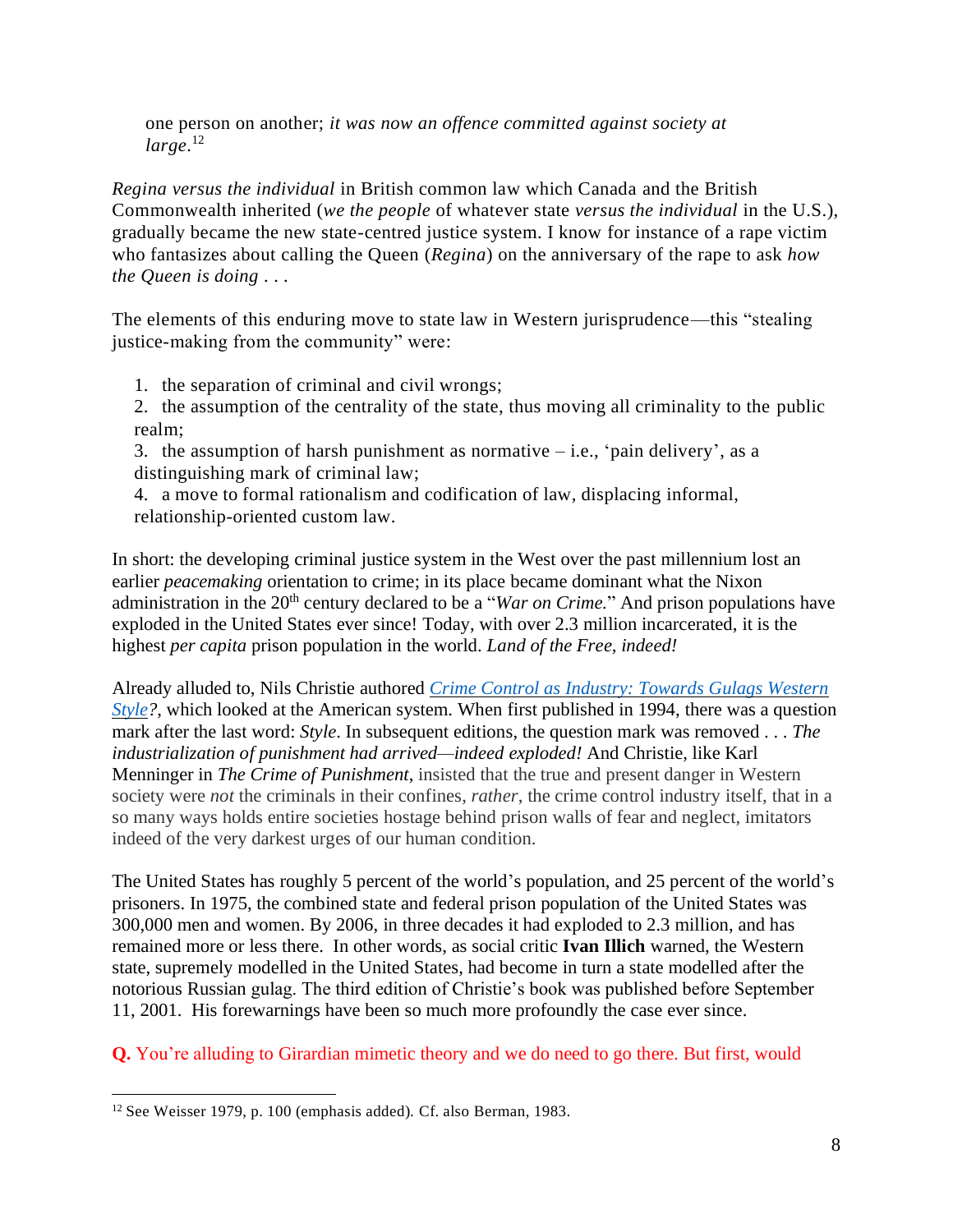one person on another; *it was now an offence committed against society at large*.[12]

*Regina versus the individual* in British common law which Canada and the British Commonwealth inherited (*we the people* of whatever state *versus the individual* in the U.S.), gradually became the new state-centred justice system. I know for instance of a rape victim who fantasizes about calling the Queen (*Regina*) on the anniversary of the rape to ask *how the Queen is doing . . .*

The elements of this enduring move to state law in Western jurisprudence—this "stealing justice-making from the community" were:

1. the separation of criminal and civil wrongs;
2. the assumption of the centrality of the state, thus moving all criminality to the public realm;
3. the assumption of harsh punishment as normative – i.e., 'pain delivery', as a distinguishing mark of criminal law;
4. a move to formal rationalism and codification of law, displacing informal, relationship-oriented custom law.

In short: the developing criminal justice system in the West over the past millennium lost an earlier *peacemaking* orientation to crime; in its place became dominant what the Nixon administration in the 20th century declared to be a "*War on Crime.*" And prison populations have exploded in the United States ever since! Today, with over 2.3 million incarcerated, it is the highest *per capita* prison population in the world. *Land of the Free, indeed!*

Already alluded to, Nils Christie authored *Crime Control as Industry: Towards Gulags Western Style?*, which looked at the American system. When first published in 1994, there was a question mark after the last word: *Style*. In subsequent editions, the question mark was removed . . . *The industrialization of punishment had arrived—indeed exploded!* And Christie, like Karl Menninger in *The Crime of Punishment*, insisted that the true and present danger in Western society were *not* the criminals in their confines, *rather*, the crime control industry itself, that in a so many ways holds entire societies hostage behind prison walls of fear and neglect, imitators indeed of the very darkest urges of our human condition.

The United States has roughly 5 percent of the world's population, and 25 percent of the world's prisoners. In 1975, the combined state and federal prison population of the United States was 300,000 men and women. By 2006, in three decades it had exploded to 2.3 million, and has remained more or less there. In other words, as social critic **Ivan Illich** warned, the Western state, supremely modelled in the United States, had become in turn a state modelled after the notorious Russian gulag. The third edition of Christie's book was published before September 11, 2001. His forewarnings have been so much more profoundly the case ever since.

**Q.** You're alluding to Girardian mimetic theory and we do need to go there. But first, would

---

[12] See Weisser 1979, p. 100 (emphasis added). Cf. also Berman, 1983.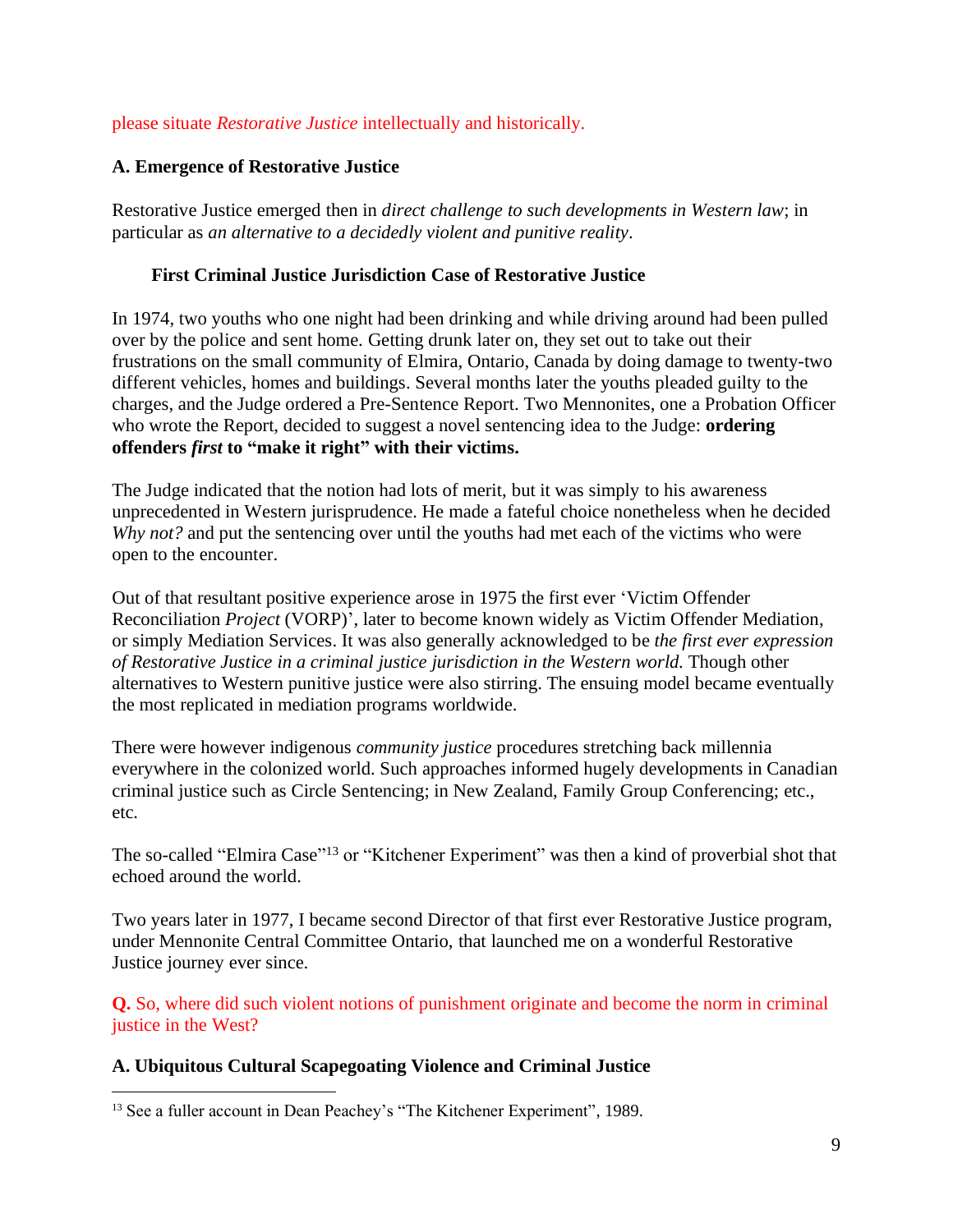please situate *Restorative Justice* intellectually and historically.

**A. Emergence of Restorative Justice**

Restorative Justice emerged then in *direct challenge to such developments in Western law*; in particular as *an alternative to a decidedly violent and punitive reality*.

**First Criminal Justice Jurisdiction Case of Restorative Justice**

In 1974, two youths who one night had been drinking and while driving around had been pulled over by the police and sent home. Getting drunk later on, they set out to take out their frustrations on the small community of Elmira, Ontario, Canada by doing damage to twenty-two different vehicles, homes and buildings. Several months later the youths pleaded guilty to the charges, and the Judge ordered a Pre-Sentence Report. Two Mennonites, one a Probation Officer who wrote the Report, decided to suggest a novel sentencing idea to the Judge: **ordering offenders *first* to "make it right" with their victims.**

The Judge indicated that the notion had lots of merit, but it was simply to his awareness unprecedented in Western jurisprudence. He made a fateful choice nonetheless when he decided *Why not?* and put the sentencing over until the youths had met each of the victims who were open to the encounter.

Out of that resultant positive experience arose in 1975 the first ever 'Victim Offender Reconciliation *Project* (VORP)', later to become known widely as Victim Offender Mediation, or simply Mediation Services. It was also generally acknowledged to be *the first ever expression of Restorative Justice in a criminal justice jurisdiction in the Western world.* Though other alternatives to Western punitive justice were also stirring. The ensuing model became eventually the most replicated in mediation programs worldwide.

There were however indigenous *community justice* procedures stretching back millennia everywhere in the colonized world. Such approaches informed hugely developments in Canadian criminal justice such as Circle Sentencing; in New Zealand, Family Group Conferencing; etc., etc.

The so-called "Elmira Case"[13] or "Kitchener Experiment" was then a kind of proverbial shot that echoed around the world.

Two years later in 1977, I became second Director of that first ever Restorative Justice program, under Mennonite Central Committee Ontario, that launched me on a wonderful Restorative Justice journey ever since.

**Q.** So, where did such violent notions of punishment originate and become the norm in criminal justice in the West?

**A. Ubiquitous Cultural Scapegoating Violence and Criminal Justice**

---

[13] See a fuller account in Dean Peachey's "The Kitchener Experiment", 1989.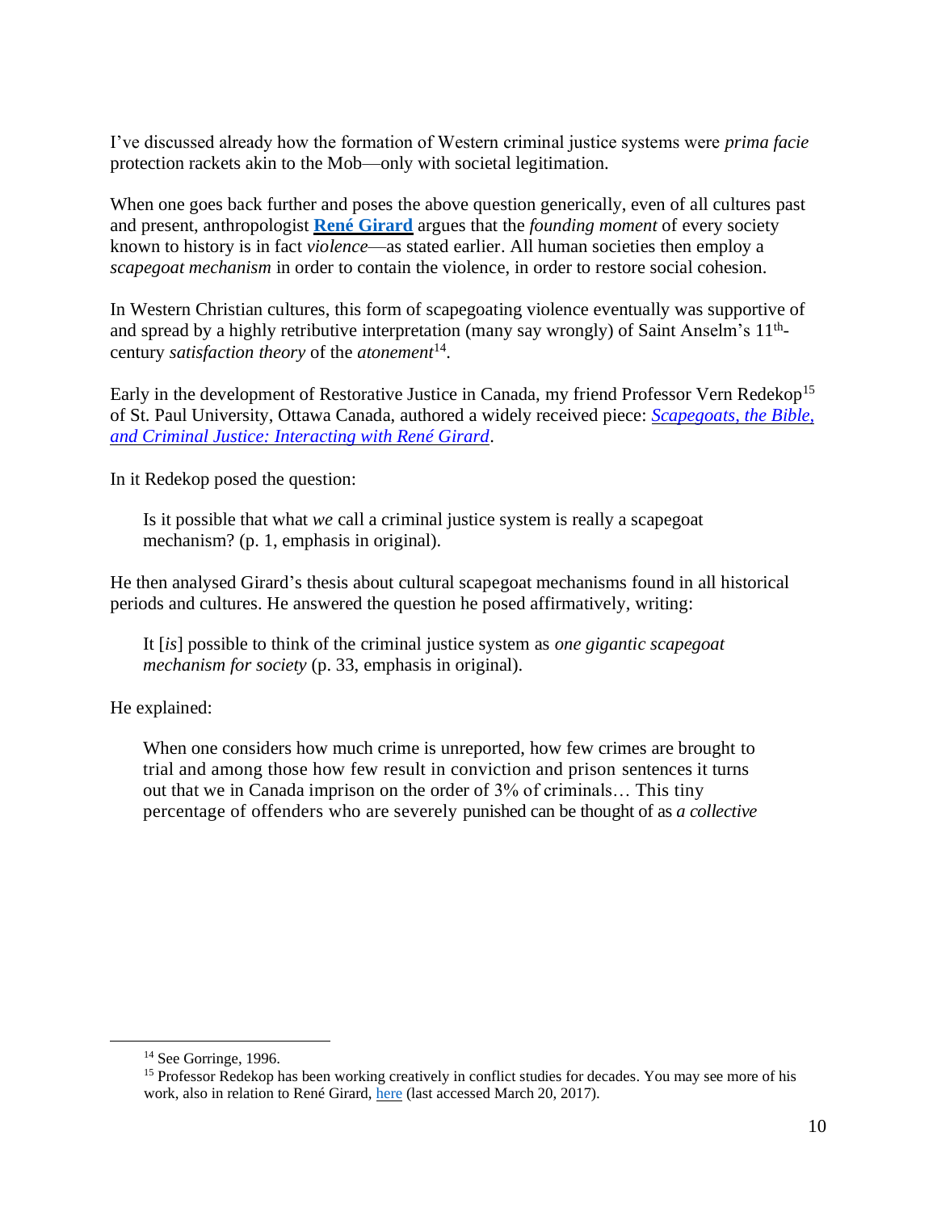I've discussed already how the formation of Western criminal justice systems were *prima facie* protection rackets akin to the Mob—only with societal legitimation.

When one goes back further and poses the above question generically, even of all cultures past and present, anthropologist **[René Girard](#)** argues that the *founding moment* of every society known to history is in fact *violence*—as stated earlier. All human societies then employ a *scapegoat mechanism* in order to contain the violence, in order to restore social cohesion.

In Western Christian cultures, this form of scapegoating violence eventually was supportive of and spread by a highly retributive interpretation (many say wrongly) of Saint Anselm's 11th-century *satisfaction theory* of the *atonement*[14].

Early in the development of Restorative Justice in Canada, my friend Professor Vern Redekop[15] of St. Paul University, Ottawa Canada, authored a widely received piece: *[Scapegoats, the Bible, and Criminal Justice: Interacting with René Girard](#)*.

In it Redekop posed the question:

> Is it possible that what *we* call a criminal justice system is really a scapegoat mechanism? (p. 1, emphasis in original).

He then analysed Girard's thesis about cultural scapegoat mechanisms found in all historical periods and cultures. He answered the question he posed affirmatively, writing:

> It [*is*] possible to think of the criminal justice system as *one gigantic scapegoat mechanism for society* (p. 33, emphasis in original).

He explained:

> When one considers how much crime is unreported, how few crimes are brought to trial and among those how few result in conviction and prison sentences it turns out that we in Canada imprison on the order of 3% of criminals… This tiny percentage of offenders who are severely punished can be thought of as *a collective*

---

[14] See Gorringe, 1996.

[15] Professor Redekop has been working creatively in conflict studies for decades. You may see more of his work, also in relation to René Girard, [here](#) (last accessed March 20, 2017).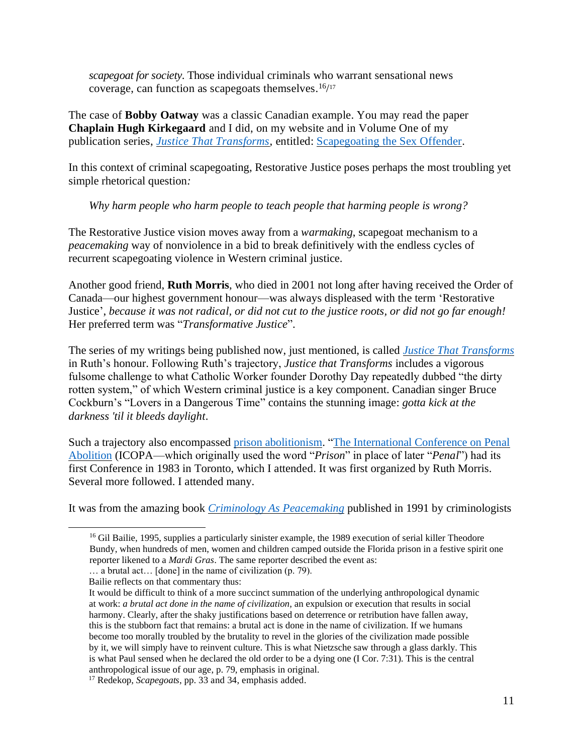> *scapegoat for society*. Those individual criminals who warrant sensational news coverage, can function as scapegoats themselves.[16]/[17]

The case of **Bobby Oatway** was a classic Canadian example. You may read the paper **Chaplain Hugh Kirkegaard** and I did, on my website and in Volume One of my publication series, [*Justice That Transforms*](), entitled: [Scapegoating the Sex Offender]().

In this context of criminal scapegoating, Restorative Justice poses perhaps the most troubling yet simple rhetorical question*:*

> *Why harm people who harm people to teach people that harming people is wrong?*

The Restorative Justice vision moves away from a *warmaking*, scapegoat mechanism to a *peacemaking* way of nonviolence in a bid to break definitively with the endless cycles of recurrent scapegoating violence in Western criminal justice.

Another good friend, **Ruth Morris**, who died in 2001 not long after having received the Order of Canada—our highest government honour—was always displeased with the term 'Restorative Justice', *because it was not radical, or did not cut to the justice roots, or did not go far enough!* Her preferred term was "*Transformative Justice*".

The series of my writings being published now, just mentioned, is called [*Justice That Transforms*]() in Ruth's honour. Following Ruth's trajectory, *Justice that Transforms* includes a vigorous fulsome challenge to what Catholic Worker founder Dorothy Day repeatedly dubbed "the dirty rotten system," of which Western criminal justice is a key component. Canadian singer Bruce Cockburn's "Lovers in a Dangerous Time" contains the stunning image: *gotta kick at the darkness 'til it bleeds daylight*.

Such a trajectory also encompassed [prison abolitionism](). "[The International Conference on Penal Abolition]() (ICOPA—which originally used the word "*Prison*" in place of later "*Penal*") had its first Conference in 1983 in Toronto, which I attended. It was first organized by Ruth Morris. Several more followed. I attended many.

It was from the amazing book [*Criminology As Peacemaking*]() published in 1991 by criminologists

---

[16] Gil Bailie, 1995, supplies a particularly sinister example, the 1989 execution of serial killer Theodore Bundy, when hundreds of men, women and children camped outside the Florida prison in a festive spirit one reporter likened to a *Mardi Gras*. The same reporter described the event as:

… a brutal act… [done] in the name of civilization (p. 79).

Bailie reflects on that commentary thus:

It would be difficult to think of a more succinct summation of the underlying anthropological dynamic at work: *a brutal act done in the name of civilization*, an expulsion or execution that results in social harmony. Clearly, after the shaky justifications based on deterrence or retribution have fallen away, this is the stubborn fact that remains: a brutal act is done in the name of civilization. If we humans become too morally troubled by the brutality to revel in the glories of the civilization made possible by it, we will simply have to reinvent culture. This is what Nietzsche saw through a glass darkly. This is what Paul sensed when he declared the old order to be a dying one (I Cor. 7:31). This is the central anthropological issue of our age, p. 79, emphasis in original.

[17] Redekop, *Scapegoats*, pp. 33 and 34, emphasis added.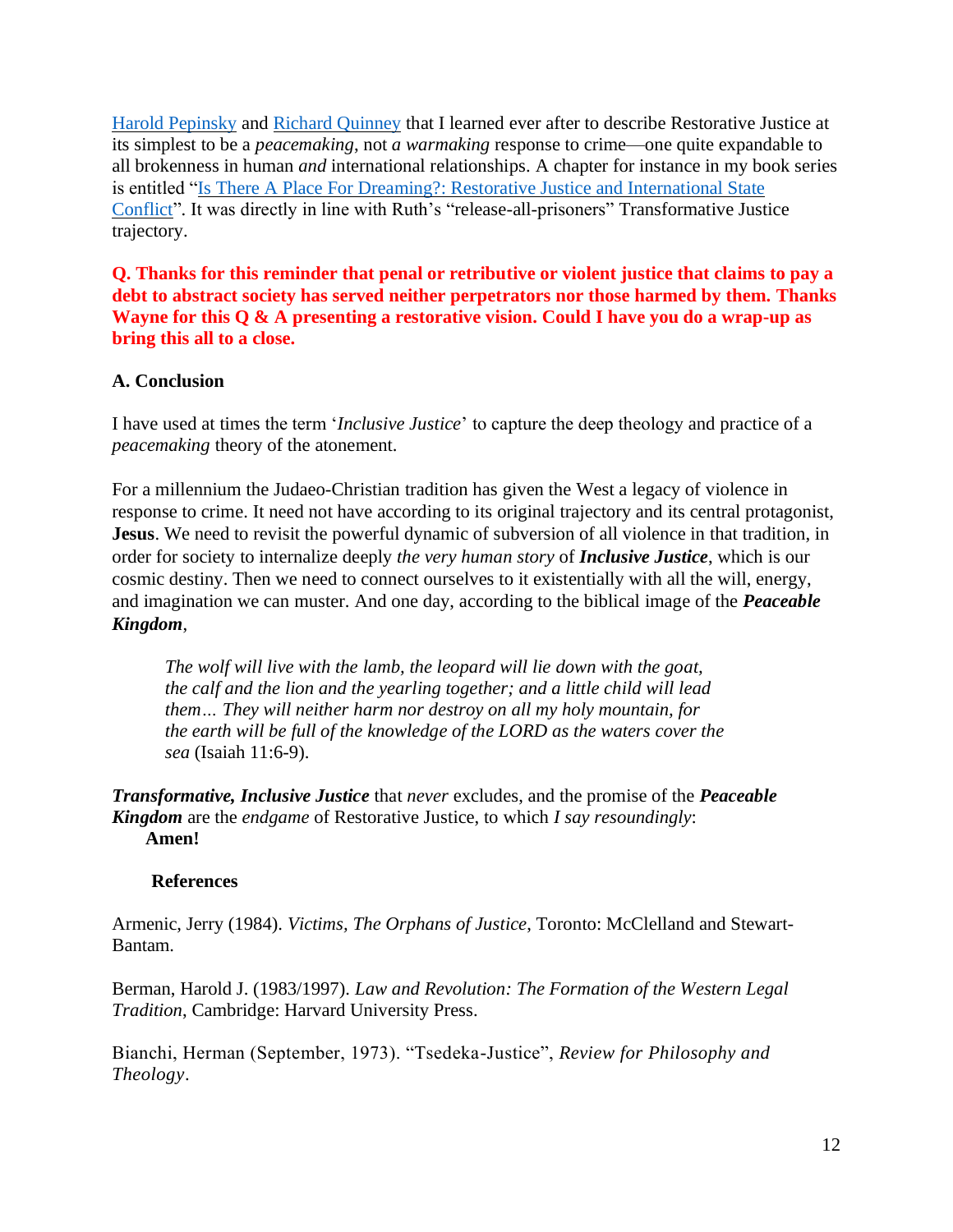Harold Pepinsky and Richard Quinney that I learned ever after to describe Restorative Justice at its simplest to be a *peacemaking*, not *a warmaking* response to crime—one quite expandable to all brokenness in human *and* international relationships. A chapter for instance in my book series is entitled "Is There A Place For Dreaming?: Restorative Justice and International State Conflict". It was directly in line with Ruth's "release-all-prisoners" Transformative Justice trajectory.

**Q. Thanks for this reminder that penal or retributive or violent justice that claims to pay a debt to abstract society has served neither perpetrators nor those harmed by them. Thanks Wayne for this Q & A presenting a restorative vision. Could I have you do a wrap-up as bring this all to a close.**

**A. Conclusion**

I have used at times the term '*Inclusive Justice*' to capture the deep theology and practice of a *peacemaking* theory of the atonement.

For a millennium the Judaeo-Christian tradition has given the West a legacy of violence in response to crime. It need not have according to its original trajectory and its central protagonist, **Jesus**. We need to revisit the powerful dynamic of subversion of all violence in that tradition, in order for society to internalize deeply *the very human story* of ***Inclusive Justice***, which is our cosmic destiny. Then we need to connect ourselves to it existentially with all the will, energy, and imagination we can muster. And one day, according to the biblical image of the ***Peaceable Kingdom***,

> *The wolf will live with the lamb, the leopard will lie down with the goat, the calf and the lion and the yearling together; and a little child will lead them… They will neither harm nor destroy on all my holy mountain, for the earth will be full of the knowledge of the LORD as the waters cover the sea* (Isaiah 11:6-9).

***Transformative, Inclusive Justice*** that *never* excludes, and the promise of the ***Peaceable Kingdom*** are the *endgame* of Restorative Justice, to which *I say resoundingly*:
**Amen!**

**References**

Armenic, Jerry (1984). *Victims, The Orphans of Justice*, Toronto: McClelland and Stewart-Bantam.

Berman, Harold J. (1983/1997). *Law and Revolution: The Formation of the Western Legal Tradition*, Cambridge: Harvard University Press.

Bianchi, Herman (September, 1973). "Tsedeka-Justice", *Review for Philosophy and Theology*.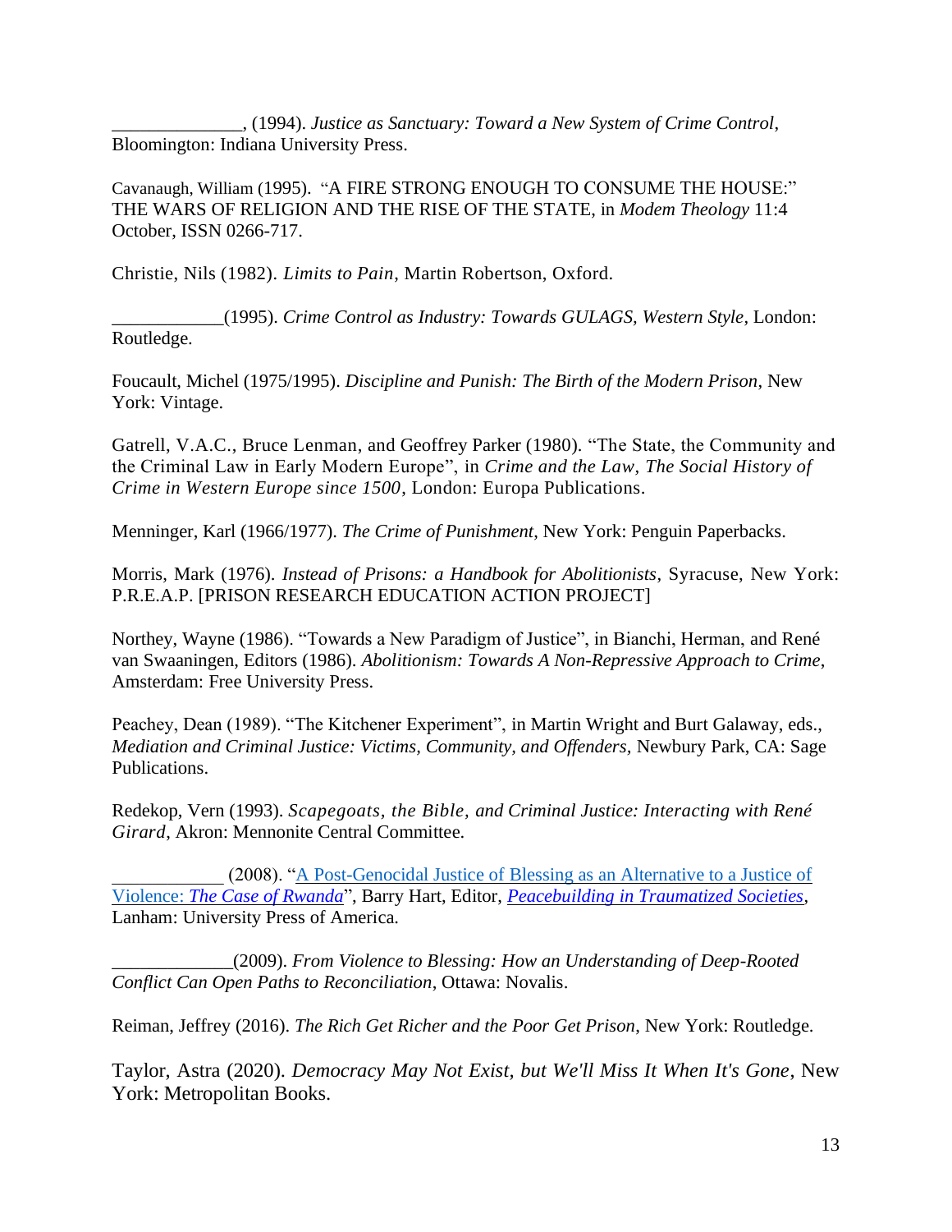______________, (1994). *Justice as Sanctuary: Toward a New System of Crime Control*, Bloomington: Indiana University Press.

Cavanaugh, William (1995). "A FIRE STRONG ENOUGH TO CONSUME THE HOUSE:" THE WARS OF RELIGION AND THE RISE OF THE STATE, in *Modem Theology* 11:4 October, ISSN 0266-717.

Christie, Nils (1982). *Limits to Pain*, Martin Robertson, Oxford.

____________(1995). *Crime Control as Industry: Towards GULAGS, Western Style*, London: Routledge.

Foucault, Michel (1975/1995). *Discipline and Punish: The Birth of the Modern Prison*, New York: Vintage.

Gatrell, V.A.C., Bruce Lenman, and Geoffrey Parker (1980). "The State, the Community and the Criminal Law in Early Modern Europe", in *Crime and the Law, The Social History of Crime in Western Europe since 1500*, London: Europa Publications.

Menninger, Karl (1966/1977). *The Crime of Punishment*, New York: Penguin Paperbacks.

Morris, Mark (1976). *Instead of Prisons: a Handbook for Abolitionists*, Syracuse, New York: P.R.E.A.P. [PRISON RESEARCH EDUCATION ACTION PROJECT]

Northey, Wayne (1986). "Towards a New Paradigm of Justice", in Bianchi, Herman, and René van Swaaningen, Editors (1986). *Abolitionism: Towards A Non-Repressive Approach to Crime*, Amsterdam: Free University Press.

Peachey, Dean (1989). "The Kitchener Experiment", in Martin Wright and Burt Galaway, eds., *Mediation and Criminal Justice: Victims, Community, and Offenders*, Newbury Park, CA: Sage Publications.

Redekop, Vern (1993). *Scapegoats, the Bible, and Criminal Justice: Interacting with René Girard*, Akron: Mennonite Central Committee.

____________ (2008). "A Post-Genocidal Justice of Blessing as an Alternative to a Justice of Violence: *The Case of Rwanda*", Barry Hart, Editor, *Peacebuilding in Traumatized Societies*, Lanham: University Press of America.

_____________(2009). *From Violence to Blessing: How an Understanding of Deep-Rooted Conflict Can Open Paths to Reconciliation*, Ottawa: Novalis.

Reiman, Jeffrey (2016). *The Rich Get Richer and the Poor Get Prison*, New York: Routledge.

Taylor, Astra (2020). *Democracy May Not Exist, but We'll Miss It When It's Gone*, New York: Metropolitan Books.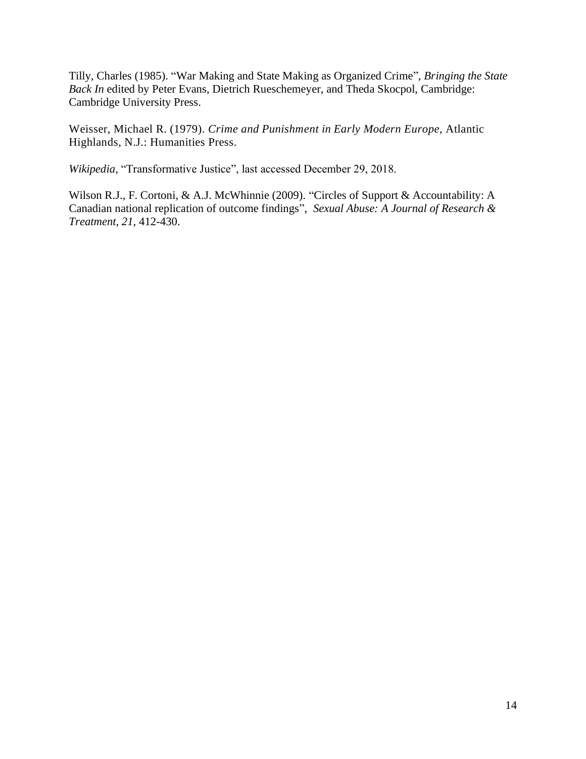Tilly, Charles (1985). "War Making and State Making as Organized Crime", *Bringing the State Back In* edited by Peter Evans, Dietrich Rueschemeyer, and Theda Skocpol, Cambridge: Cambridge University Press.

Weisser, Michael R. (1979). *Crime and Punishment in Early Modern Europe*, Atlantic Highlands, N.J.: Humanities Press.

*Wikipedia*, "Transformative Justice", last accessed December 29, 2018.

Wilson R.J., F. Cortoni, & A.J. McWhinnie (2009). "Circles of Support & Accountability: A Canadian national replication of outcome findings", *Sexual Abuse: A Journal of Research & Treatment, 21,* 412-430.